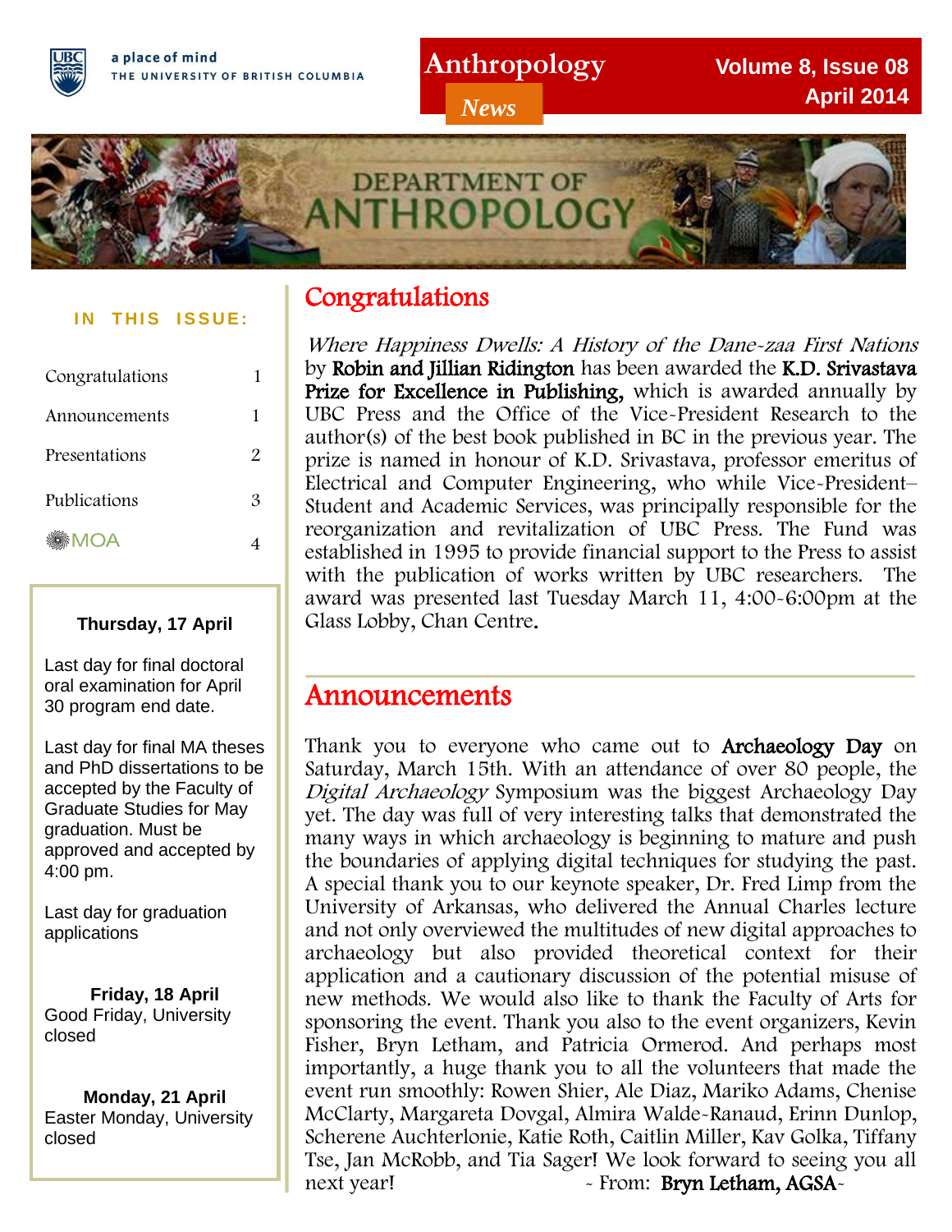a place of mind
THE UNIVERSITY OF BRITISH COLUMBIA

# Anthropology News

Volume 8, Issue 08
April 2014

DEPARTMENT OF ANTHROPOLOGY

**IN THIS ISSUE:**

| | |
|---|---|
| Congratulations | 1 |
| Announcements | 1 |
| Presentations | 2 |
| Publications | 3 |
| MOA | 4 |

**Thursday, 17 April**

Last day for final doctoral oral examination for April 30 program end date.

Last day for final MA theses and PhD dissertations to be accepted by the Faculty of Graduate Studies for May graduation. Must be approved and accepted by 4:00 pm.

Last day for graduation applications

**Friday, 18 April**
Good Friday, University closed

**Monday, 21 April**
Easter Monday, University closed

## Congratulations

*Where Happiness Dwells: A History of the Dane-zaa First Nations* by **Robin and Jillian Ridington** has been awarded the **K.D. Srivastava Prize for Excellence in Publishing,** which is awarded annually by UBC Press and the Office of the Vice-President Research to the author(s) of the best book published in BC in the previous year. The prize is named in honour of K.D. Srivastava, professor emeritus of Electrical and Computer Engineering, who while Vice-President–Student and Academic Services, was principally responsible for the reorganization and revitalization of UBC Press. The Fund was established in 1995 to provide financial support to the Press to assist with the publication of works written by UBC researchers. The award was presented last Tuesday March 11, 4:00-6:00pm at the Glass Lobby, Chan Centre.

## Announcements

Thank you to everyone who came out to **Archaeology Day** on Saturday, March 15th. With an attendance of over 80 people, the *Digital Archaeology* Symposium was the biggest Archaeology Day yet. The day was full of very interesting talks that demonstrated the many ways in which archaeology is beginning to mature and push the boundaries of applying digital techniques for studying the past. A special thank you to our keynote speaker, Dr. Fred Limp from the University of Arkansas, who delivered the Annual Charles lecture and not only overviewed the multitudes of new digital approaches to archaeology but also provided theoretical context for their application and a cautionary discussion of the potential misuse of new methods. We would also like to thank the Faculty of Arts for sponsoring the event. Thank you also to the event organizers, Kevin Fisher, Bryn Letham, and Patricia Ormerod. And perhaps most importantly, a huge thank you to all the volunteers that made the event run smoothly: Rowen Shier, Ale Diaz, Mariko Adams, Chenise McClarty, Margareta Dovgal, Almira Walde-Ranaud, Erinn Dunlop, Scherene Auchterlonie, Katie Roth, Caitlin Miller, Kav Golka, Tiffany Tse, Jan McRobb, and Tia Sager! We look forward to seeing you all next year! ~ From: **Bryn Letham, AGSA**~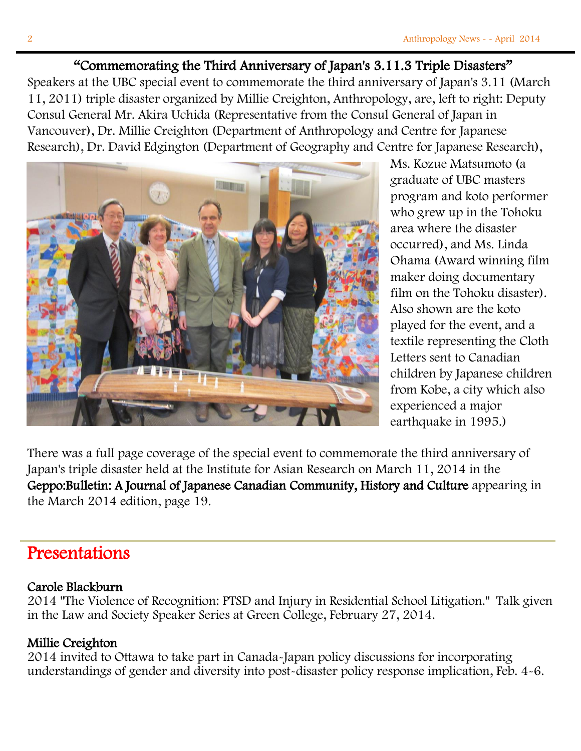## "Commemorating the Third Anniversary of Japan's 3.11.3 Triple Disasters"

Speakers at the UBC special event to commemorate the third anniversary of Japan's 3.11 (March 11, 2011) triple disaster organized by Millie Creighton, Anthropology, are, left to right: Deputy Consul General Mr. Akira Uchida (Representative from the Consul General of Japan in Vancouver), Dr. Millie Creighton (Department of Anthropology and Centre for Japanese Research), Dr. David Edgington (Department of Geography and Centre for Japanese Research), Ms. Kozue Matsumoto (a graduate of UBC masters program and koto performer who grew up in the Tohoku area where the disaster occurred), and Ms. Linda Ohama (Award winning film maker doing documentary film on the Tohoku disaster). Also shown are the koto played for the event, and a textile representing the Cloth Letters sent to Canadian children by Japanese children from Kobe, a city which also experienced a major earthquake in 1995.)

There was a full page coverage of the special event to commemorate the third anniversary of Japan's triple disaster held at the Institute for Asian Research on March 11, 2014 in the **Geppo:Bulletin: A Journal of Japanese Canadian Community, History and Culture** appearing in the March 2014 edition, page 19.

## Presentations

**Carole Blackburn**
2014 "The Violence of Recognition: PTSD and Injury in Residential School Litigation." Talk given in the Law and Society Speaker Series at Green College, February 27, 2014.

**Millie Creighton**
2014 invited to Ottawa to take part in Canada-Japan policy discussions for incorporating understandings of gender and diversity into post-disaster policy response implication, Feb. 4-6.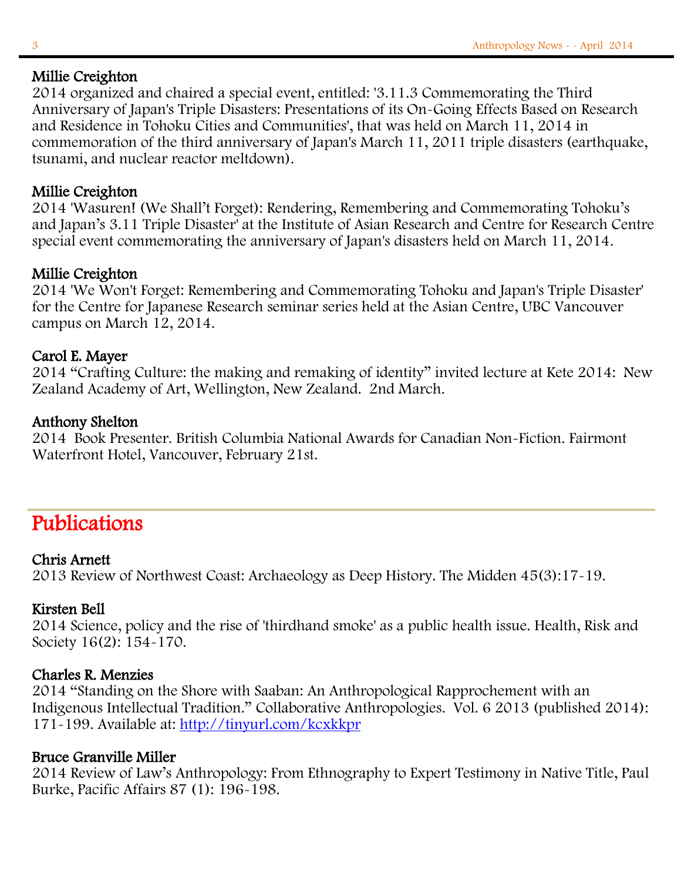**Millie Creighton**
2014 organized and chaired a special event, entitled: '3.11.3 Commemorating the Third Anniversary of Japan's Triple Disasters: Presentations of its On-Going Effects Based on Research and Residence in Tohoku Cities and Communities', that was held on March 11, 2014 in commemoration of the third anniversary of Japan's March 11, 2011 triple disasters (earthquake, tsunami, and nuclear reactor meltdown).

**Millie Creighton**
2014 'Wasuren! (We Shall't Forget): Rendering, Remembering and Commemorating Tohoku's and Japan's 3.11 Triple Disaster' at the Institute of Asian Research and Centre for Research Centre special event commemorating the anniversary of Japan's disasters held on March 11, 2014.

**Millie Creighton**
2014 'We Won't Forget: Remembering and Commemorating Tohoku and Japan's Triple Disaster' for the Centre for Japanese Research seminar series held at the Asian Centre, UBC Vancouver campus on March 12, 2014.

**Carol E. Mayer**
2014 "Crafting Culture: the making and remaking of identity" invited lecture at Kete 2014: New Zealand Academy of Art, Wellington, New Zealand. 2nd March.

**Anthony Shelton**
2014 Book Presenter. British Columbia National Awards for Canadian Non-Fiction. Fairmont Waterfront Hotel, Vancouver, February 21st.

# Publications

**Chris Arnett**
2013 Review of Northwest Coast: Archaeology as Deep History. The Midden 45(3):17-19.

**Kirsten Bell**
2014 Science, policy and the rise of 'thirdhand smoke' as a public health issue. Health, Risk and Society 16(2): 154-170.

**Charles R. Menzies**
2014 "Standing on the Shore with Saaban: An Anthropological Rapprochement with an Indigenous Intellectual Tradition." Collaborative Anthropologies. Vol. 6 2013 (published 2014): 171-199. Available at: http://tinyurl.com/kcxkkpr

**Bruce Granville Miller**
2014 Review of Law's Anthropology: From Ethnography to Expert Testimony in Native Title, Paul Burke, Pacific Affairs 87 (1): 196-198.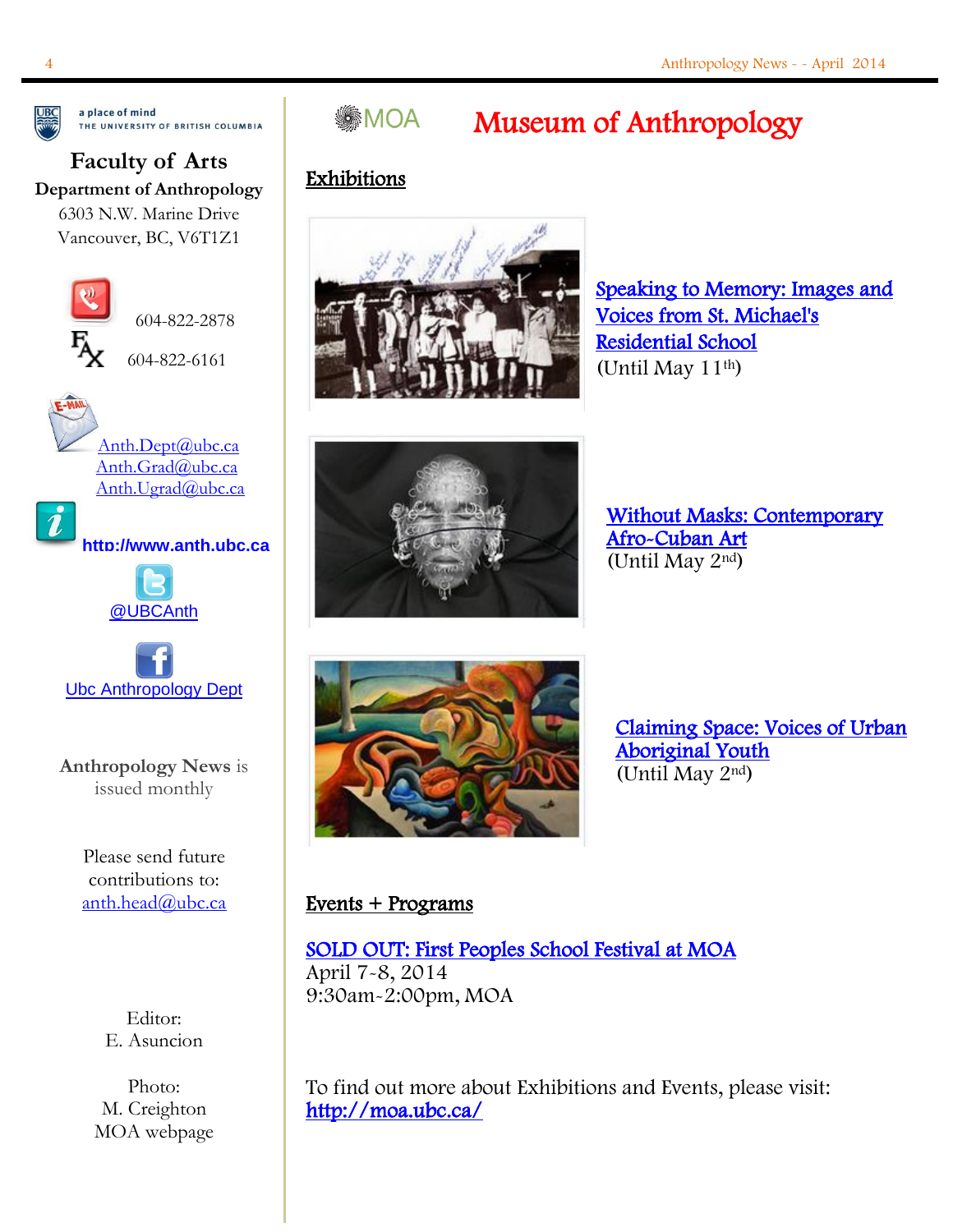a place of mind
THE UNIVERSITY OF BRITISH COLUMBIA

**Faculty of Arts**

**Department of Anthropology**

6303 N.W. Marine Drive
Vancouver, BC, V6T1Z1

604-822-2878

604-822-6161

Anth.Dept@ubc.ca
Anth.Grad@ubc.ca
Anth.Ugrad@ubc.ca

http://www.anth.ubc.ca

@UBCAnth

Ubc Anthropology Dept

**Anthropology News** is issued monthly

Please send future contributions to:
anth.head@ubc.ca

Editor:
E. Asuncion

Photo:
M. Creighton
MOA webpage

# MOA Museum of Anthropology

## Exhibitions

**Speaking to Memory: Images and Voices from St. Michael's Residential School**
(Until May 11th)

**Without Masks: Contemporary Afro-Cuban Art**
(Until May 2nd)

**Claiming Space: Voices of Urban Aboriginal Youth**
(Until May 2nd)

## Events + Programs

**SOLD OUT: First Peoples School Festival at MOA**
April 7-8, 2014
9:30am-2:00pm, MOA

To find out more about Exhibitions and Events, please visit:
http://moa.ubc.ca/